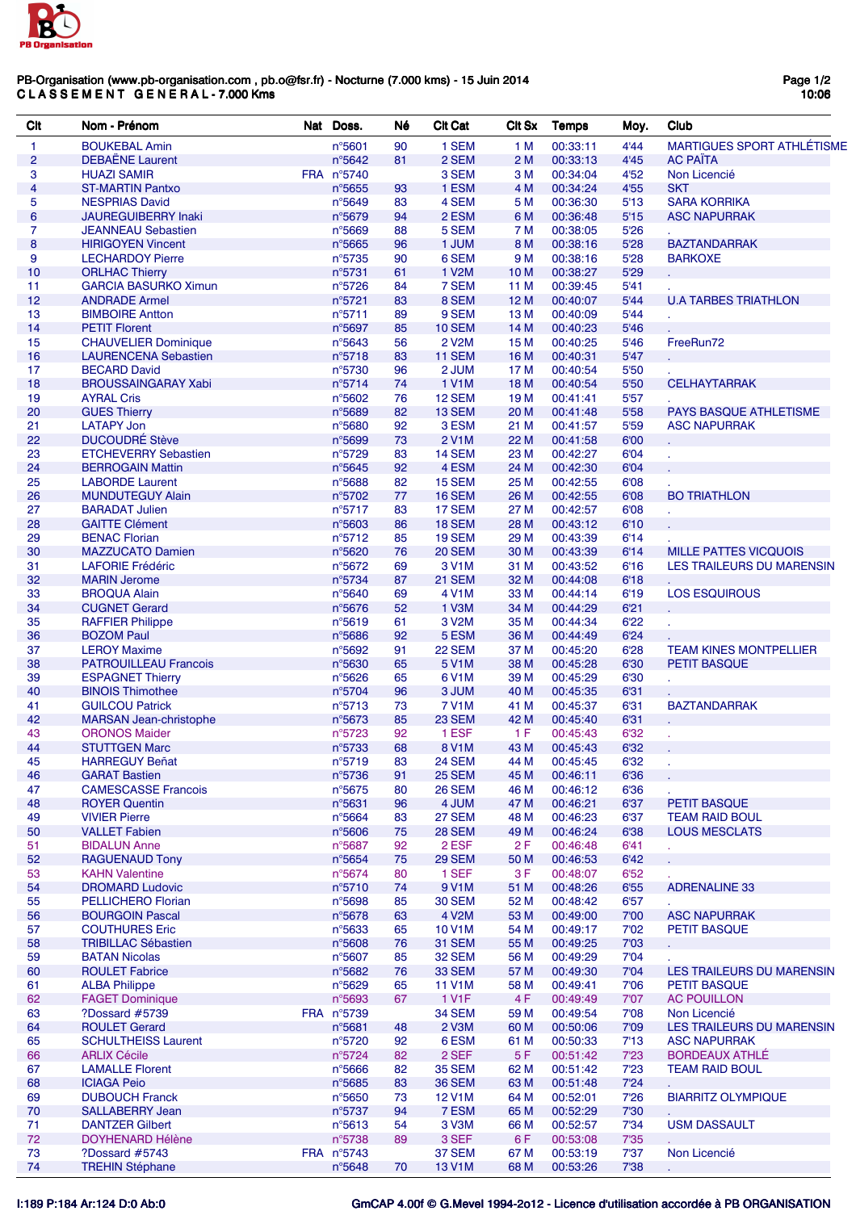PB Organisation

PB-Organisation (www.pb-organisation.com , pb.o@fsr.fr) - Nocturne (7.000 kms) - 15 Juin 2014

**CLASSEMENT GENERAL - 7.000 Kms**

| Clt | Nom - Prénom | Nat | Doss. | Né | Clt Cat | Clt Sx | Temps | Moy. | Club |
|---|---|---|---|---|---|---|---|---|---|
| 1 | BOUKEBAL Amin | | n°5601 | 90 | 1 SEM | 1 M | 00:33:11 | 4'44 | MARTIGUES SPORT ATHLÉTISME |
| 2 | DEBAËNE Laurent | | n°5642 | 81 | 2 SEM | 2 M | 00:33:13 | 4'45 | AC PAÏTA |
| 3 | HUAZI SAMIR | FRA | n°5740 | | 3 SEM | 3 M | 00:34:04 | 4'52 | Non Licencié |
| 4 | ST-MARTIN Pantxo | | n°5655 | 93 | 1 ESM | 4 M | 00:34:24 | 4'55 | SKT |
| 5 | NESPRIAS David | | n°5649 | 83 | 4 SEM | 5 M | 00:36:30 | 5'13 | SARA KORRIKA |
| 6 | JAUREGUIBERRY Inaki | | n°5679 | 94 | 2 ESM | 6 M | 00:36:48 | 5'15 | ASC NAPURRAK |
| 7 | JEANNEAU Sebastien | | n°5669 | 88 | 5 SEM | 7 M | 00:38:05 | 5'26 | . |
| 8 | HIRIGOYEN Vincent | | n°5665 | 96 | 1 JUM | 8 M | 00:38:16 | 5'28 | BAZTANDARRAK |
| 9 | LECHARDOY Pierre | | n°5735 | 90 | 6 SEM | 9 M | 00:38:16 | 5'28 | BARKOXE |
| 10 | ORLHAC Thierry | | n°5731 | 61 | 1 V2M | 10 M | 00:38:27 | 5'29 | . |
| 11 | GARCIA BASURKO Ximun | | n°5726 | 84 | 7 SEM | 11 M | 00:39:45 | 5'41 | . |
| 12 | ANDRADE Armel | | n°5721 | 83 | 8 SEM | 12 M | 00:40:07 | 5'44 | U.A TARBES TRIATHLON |
| 13 | BIMBOIRE Antton | | n°5711 | 89 | 9 SEM | 13 M | 00:40:09 | 5'44 | . |
| 14 | PETIT Florent | | n°5697 | 85 | 10 SEM | 14 M | 00:40:23 | 5'46 | . |
| 15 | CHAUVELIER Dominique | | n°5643 | 56 | 2 V2M | 15 M | 00:40:25 | 5'46 | FreeRun72 |
| 16 | LAURENCENA Sebastien | | n°5718 | 83 | 11 SEM | 16 M | 00:40:31 | 5'47 | . |
| 17 | BECARD David | | n°5730 | 96 | 2 JUM | 17 M | 00:40:54 | 5'50 | . |
| 18 | BROUSSAINGARAY Xabi | | n°5714 | 74 | 1 V1M | 18 M | 00:40:54 | 5'50 | CELHAYTARRAK |
| 19 | AYRAL Cris | | n°5602 | 76 | 12 SEM | 19 M | 00:41:41 | 5'57 | . |
| 20 | GUES Thierry | | n°5689 | 82 | 13 SEM | 20 M | 00:41:48 | 5'58 | PAYS BASQUE ATHLETISME |
| 21 | LATAPY Jon | | n°5680 | 92 | 3 ESM | 21 M | 00:41:57 | 5'59 | ASC NAPURRAK |
| 22 | DUCOUDRÉ Stève | | n°5699 | 73 | 2 V1M | 22 M | 00:41:58 | 6'00 | . |
| 23 | ETCHEVERRY Sebastien | | n°5729 | 83 | 14 SEM | 23 M | 00:42:27 | 6'04 | . |
| 24 | BERROGAIN Mattin | | n°5645 | 92 | 4 ESM | 24 M | 00:42:30 | 6'04 | . |
| 25 | LABORDE Laurent | | n°5688 | 82 | 15 SEM | 25 M | 00:42:55 | 6'08 | . |
| 26 | MUNDUTEGUY Alain | | n°5702 | 77 | 16 SEM | 26 M | 00:42:55 | 6'08 | BO TRIATHLON |
| 27 | BARADAT Julien | | n°5717 | 83 | 17 SEM | 27 M | 00:42:57 | 6'08 | . |
| 28 | GAITTE Clément | | n°5603 | 86 | 18 SEM | 28 M | 00:43:12 | 6'10 | . |
| 29 | BENAC Florian | | n°5712 | 85 | 19 SEM | 29 M | 00:43:39 | 6'14 | . |
| 30 | MAZZUCATO Damien | | n°5620 | 76 | 20 SEM | 30 M | 00:43:39 | 6'14 | MILLE PATTES VICQUOIS |
| 31 | LAFORIE Frédéric | | n°5672 | 69 | 3 V1M | 31 M | 00:43:52 | 6'16 | LES TRAILEURS DU MARENSIN |
| 32 | MARIN Jerome | | n°5734 | 87 | 21 SEM | 32 M | 00:44:08 | 6'18 | . |
| 33 | BROQUA Alain | | n°5640 | 69 | 4 V1M | 33 M | 00:44:14 | 6'19 | LOS ESQUIROUS |
| 34 | CUGNET Gerard | | n°5676 | 52 | 1 V3M | 34 M | 00:44:29 | 6'21 | . |
| 35 | RAFFIER Philippe | | n°5619 | 61 | 3 V2M | 35 M | 00:44:34 | 6'22 | . |
| 36 | BOZOM Paul | | n°5686 | 92 | 5 ESM | 36 M | 00:44:49 | 6'24 | . |
| 37 | LEROY Maxime | | n°5692 | 91 | 22 SEM | 37 M | 00:45:20 | 6'28 | TEAM KINES MONTPELLIER |
| 38 | PATROUILLEAU Francois | | n°5630 | 65 | 5 V1M | 38 M | 00:45:28 | 6'30 | PETIT BASQUE |
| 39 | ESPAGNET Thierry | | n°5626 | 65 | 6 V1M | 39 M | 00:45:29 | 6'30 | . |
| 40 | BINOIS Thimothee | | n°5704 | 96 | 3 JUM | 40 M | 00:45:35 | 6'31 | . |
| 41 | GUILCOU Patrick | | n°5713 | 73 | 7 V1M | 41 M | 00:45:37 | 6'31 | BAZTANDARRAK |
| 42 | MARSAN Jean-christophe | | n°5673 | 85 | 23 SEM | 42 M | 00:45:40 | 6'31 | . |
| 43 | ORONOS Maider | | n°5723 | 92 | 1 ESF | 1 F | 00:45:43 | 6'32 | . |
| 44 | STUTTGEN Marc | | n°5733 | 68 | 8 V1M | 43 M | 00:45:43 | 6'32 | . |
| 45 | HARREGUY Beñat | | n°5719 | 83 | 24 SEM | 44 M | 00:45:45 | 6'32 | . |
| 46 | GARAT Bastien | | n°5736 | 91 | 25 SEM | 45 M | 00:46:11 | 6'36 | . |
| 47 | CAMESCASSE Francois | | n°5675 | 80 | 26 SEM | 46 M | 00:46:12 | 6'36 | . |
| 48 | ROYER Quentin | | n°5631 | 96 | 4 JUM | 47 M | 00:46:21 | 6'37 | PETIT BASQUE |
| 49 | VIVIER Pierre | | n°5664 | 83 | 27 SEM | 48 M | 00:46:23 | 6'37 | TEAM RAID BOUL |
| 50 | VALLET Fabien | | n°5606 | 75 | 28 SEM | 49 M | 00:46:24 | 6'38 | LOUS MESCLATS |
| 51 | BIDALUN Anne | | n°5687 | 92 | 2 ESF | 2 F | 00:46:48 | 6'41 | . |
| 52 | RAGUENAUD Tony | | n°5654 | 75 | 29 SEM | 50 M | 00:46:53 | 6'42 | . |
| 53 | KAHN Valentine | | n°5674 | 80 | 1 SEF | 3 F | 00:48:07 | 6'52 | . |
| 54 | DROMARD Ludovic | | n°5710 | 74 | 9 V1M | 51 M | 00:48:26 | 6'55 | ADRENALINE 33 |
| 55 | PELLICHERO Florian | | n°5698 | 85 | 30 SEM | 52 M | 00:48:42 | 6'57 | . |
| 56 | BOURGOIN Pascal | | n°5678 | 63 | 4 V2M | 53 M | 00:49:00 | 7'00 | ASC NAPURRAK |
| 57 | COUTHURES Eric | | n°5633 | 65 | 10 V1M | 54 M | 00:49:17 | 7'02 | PETIT BASQUE |
| 58 | TRIBILLAC Sébastien | | n°5608 | 76 | 31 SEM | 55 M | 00:49:25 | 7'03 | . |
| 59 | BATAN Nicolas | | n°5607 | 85 | 32 SEM | 56 M | 00:49:29 | 7'04 | . |
| 60 | ROULET Fabrice | | n°5682 | 76 | 33 SEM | 57 M | 00:49:30 | 7'04 | LES TRAILEURS DU MARENSIN |
| 61 | ALBA Philippe | | n°5629 | 65 | 11 V1M | 58 M | 00:49:41 | 7'06 | PETIT BASQUE |
| 62 | FAGET Dominique | | n°5693 | 67 | 1 V1F | 4 F | 00:49:49 | 7'07 | AC POUILLON |
| 63 | ?Dossard #5739 | FRA | n°5739 | | 34 SEM | 59 M | 00:49:54 | 7'08 | Non Licencié |
| 64 | ROULET Gerard | | n°5681 | 48 | 2 V3M | 60 M | 00:50:06 | 7'09 | LES TRAILEURS DU MARENSIN |
| 65 | SCHULTHEISS Laurent | | n°5720 | 92 | 6 ESM | 61 M | 00:50:33 | 7'13 | ASC NAPURRAK |
| 66 | ARLIX Cécile | | n°5724 | 82 | 2 SEF | 5 F | 00:51:42 | 7'23 | BORDEAUX ATHLÉ |
| 67 | LAMALLE Florent | | n°5666 | 82 | 35 SEM | 62 M | 00:51:42 | 7'23 | TEAM RAID BOUL |
| 68 | ICIAGA Peio | | n°5685 | 83 | 36 SEM | 63 M | 00:51:48 | 7'24 | . |
| 69 | DUBOUCH Franck | | n°5650 | 73 | 12 V1M | 64 M | 00:52:01 | 7'26 | BIARRITZ OLYMPIQUE |
| 70 | SALLABERRY Jean | | n°5737 | 94 | 7 ESM | 65 M | 00:52:29 | 7'30 | . |
| 71 | DANTZER Gilbert | | n°5613 | 54 | 3 V3M | 66 M | 00:52:57 | 7'34 | USM DASSAULT |
| 72 | DOYHENARD Hélène | | n°5738 | 89 | 3 SEF | 6 F | 00:53:08 | 7'35 | . |
| 73 | ?Dossard #5743 | FRA | n°5743 | | 37 SEM | 67 M | 00:53:19 | 7'37 | Non Licencié |
| 74 | TREHIN Stéphane | | n°5648 | 70 | 13 V1M | 68 M | 00:53:26 | 7'38 | . |

I:189 P:184 Ar:124 D:0 Ab:0

GmCAP 4.00f © G.Mevel 1994-2012 - Licence d'utilisation accordée à PB ORGANISATION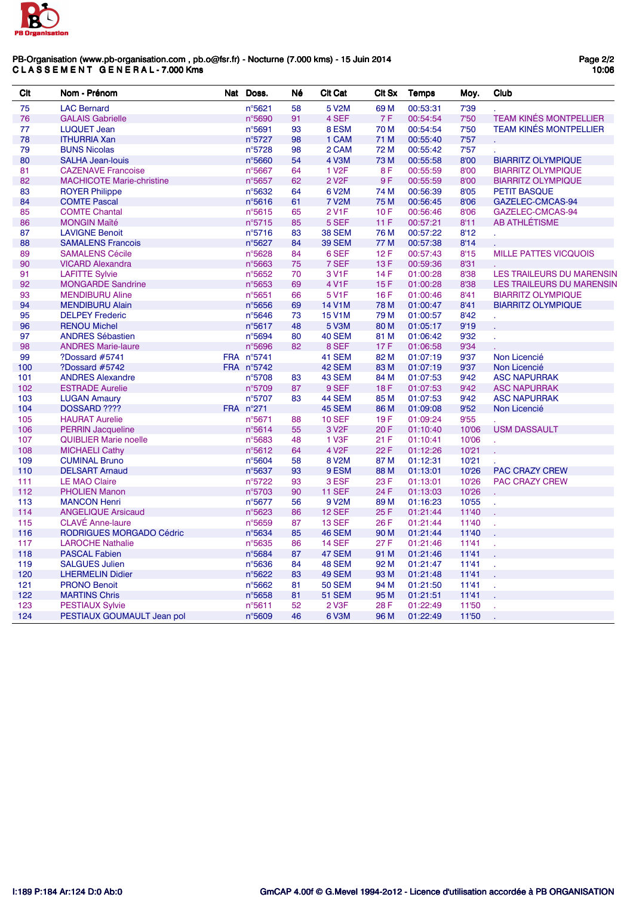PB-Organisation (www.pb-organisation.com , pb.o@fsr.fr) - Nocturne (7.000 kms) - 15 Juin 2014
**C L A S S E M E N T   G E N E R A L - 7.000 Kms**

10:06

| Clt | Nom - Prénom | Nat | Doss. | Né | Clt Cat | Clt Sx | Temps | Moy. | Club |
|---|---|---|---|---|---|---|---|---|---|
| 75 | LAC Bernard | | n°5621 | 58 | 5 V2M | 69 M | 00:53:31 | 7'39 | . |
| 76 | GALAIS Gabrielle | | n°5690 | 91 | 4 SEF | 7 F | 00:54:54 | 7'50 | TEAM KINÉS MONTPELLIER |
| 77 | LUQUET Jean | | n°5691 | 93 | 8 ESM | 70 M | 00:54:54 | 7'50 | TEAM KINÉS MONTPELLIER |
| 78 | ITHURRIA Xan | | n°5727 | 98 | 1 CAM | 71 M | 00:55:40 | 7'57 | . |
| 79 | BUNS Nicolas | | n°5728 | 98 | 2 CAM | 72 M | 00:55:42 | 7'57 | . |
| 80 | SALHA Jean-louis | | n°5660 | 54 | 4 V3M | 73 M | 00:55:58 | 8'00 | BIARRITZ OLYMPIQUE |
| 81 | CAZENAVE Francoise | | n°5667 | 64 | 1 V2F | 8 F | 00:55:59 | 8'00 | BIARRITZ OLYMPIQUE |
| 82 | MACHICOTE Marie-christine | | n°5657 | 62 | 2 V2F | 9 F | 00:55:59 | 8'00 | BIARRITZ OLYMPIQUE |
| 83 | ROYER Philippe | | n°5632 | 64 | 6 V2M | 74 M | 00:56:39 | 8'05 | PETIT BASQUE |
| 84 | COMTE Pascal | | n°5616 | 61 | 7 V2M | 75 M | 00:56:45 | 8'06 | GAZELEC-CMCAS-94 |
| 85 | COMTE Chantal | | n°5615 | 65 | 2 V1F | 10 F | 00:56:46 | 8'06 | GAZELEC-CMCAS-94 |
| 86 | MONGIN Maïté | | n°5715 | 85 | 5 SEF | 11 F | 00:57:21 | 8'11 | AB ATHLÉTISME |
| 87 | LAVIGNE Benoit | | n°5716 | 83 | 38 SEM | 76 M | 00:57:22 | 8'12 | . |
| 88 | SAMALENS Francois | | n°5627 | 84 | 39 SEM | 77 M | 00:57:38 | 8'14 | . |
| 89 | SAMALENS Cécile | | n°5628 | 84 | 6 SEF | 12 F | 00:57:43 | 8'15 | MILLE PATTES VICQUOIS |
| 90 | VICARD Alexandra | | n°5663 | 75 | 7 SEF | 13 F | 00:59:36 | 8'31 | . |
| 91 | LAFITTE Sylvie | | n°5652 | 70 | 3 V1F | 14 F | 01:00:28 | 8'38 | LES TRAILEURS DU MARENSIN |
| 92 | MONGARDE Sandrine | | n°5653 | 69 | 4 V1F | 15 F | 01:00:28 | 8'38 | LES TRAILEURS DU MARENSIN |
| 93 | MENDIBURU Aline | | n°5651 | 66 | 5 V1F | 16 F | 01:00:46 | 8'41 | BIARRITZ OLYMPIQUE |
| 94 | MENDIBURU Alain | | n°5656 | 69 | 14 V1M | 78 M | 01:00:47 | 8'41 | BIARRITZ OLYMPIQUE |
| 95 | DELPEY Frederic | | n°5646 | 73 | 15 V1M | 79 M | 01:00:57 | 8'42 | . |
| 96 | RENOU Michel | | n°5617 | 48 | 5 V3M | 80 M | 01:05:17 | 9'19 | . |
| 97 | ANDRES Sébastien | | n°5694 | 80 | 40 SEM | 81 M | 01:06:42 | 9'32 | . |
| 98 | ANDRES Marie-laure | | n°5696 | 82 | 8 SEF | 17 F | 01:06:58 | 9'34 | . |
| 99 | ?Dossard #5741 | FRA | n°5741 | | 41 SEM | 82 M | 01:07:19 | 9'37 | Non Licencié |
| 100 | ?Dossard #5742 | FRA | n°5742 | | 42 SEM | 83 M | 01:07:19 | 9'37 | Non Licencié |
| 101 | ANDRES Alexandre | | n°5708 | 83 | 43 SEM | 84 M | 01:07:53 | 9'42 | ASC NAPURRAK |
| 102 | ESTRADE Aurelie | | n°5709 | 87 | 9 SEF | 18 F | 01:07:53 | 9'42 | ASC NAPURRAK |
| 103 | LUGAN Amaury | | n°5707 | 83 | 44 SEM | 85 M | 01:07:53 | 9'42 | ASC NAPURRAK |
| 104 | DOSSARD ???? | FRA | n°271 | | 45 SEM | 86 M | 01:09:08 | 9'52 | Non Licencié |
| 105 | HAURAT Aurelie | | n°5671 | 88 | 10 SEF | 19 F | 01:09:24 | 9'55 | . |
| 106 | PERRIN Jacqueline | | n°5614 | 55 | 3 V2F | 20 F | 01:10:40 | 10'06 | USM DASSAULT |
| 107 | QUIBLIER Marie noelle | | n°5683 | 48 | 1 V3F | 21 F | 01:10:41 | 10'06 | . |
| 108 | MICHAELI Cathy | | n°5612 | 64 | 4 V2F | 22 F | 01:12:26 | 10'21 | . |
| 109 | CUMINAL Bruno | | n°5604 | 58 | 8 V2M | 87 M | 01:12:31 | 10'21 | . |
| 110 | DELSART Arnaud | | n°5637 | 93 | 9 ESM | 88 M | 01:13:01 | 10'26 | PAC CRAZY CREW |
| 111 | LE MAO Claire | | n°5722 | 93 | 3 ESF | 23 F | 01:13:01 | 10'26 | PAC CRAZY CREW |
| 112 | PHOLIEN Manon | | n°5703 | 90 | 11 SEF | 24 F | 01:13:03 | 10'26 | . |
| 113 | MANCON Henri | | n°5677 | 56 | 9 V2M | 89 M | 01:16:23 | 10'55 | . |
| 114 | ANGELIQUE Arsicaud | | n°5623 | 86 | 12 SEF | 25 F | 01:21:44 | 11'40 | . |
| 115 | CLAVÉ Anne-laure | | n°5659 | 87 | 13 SEF | 26 F | 01:21:44 | 11'40 | . |
| 116 | RODRIGUES MORGADO Cédric | | n°5634 | 85 | 46 SEM | 90 M | 01:21:44 | 11'40 | . |
| 117 | LAROCHE Nathalie | | n°5635 | 86 | 14 SEF | 27 F | 01:21:46 | 11'41 | . |
| 118 | PASCAL Fabien | | n°5684 | 87 | 47 SEM | 91 M | 01:21:46 | 11'41 | . |
| 119 | SALGUES Julien | | n°5636 | 84 | 48 SEM | 92 M | 01:21:47 | 11'41 | . |
| 120 | LHERMELIN Didier | | n°5622 | 83 | 49 SEM | 93 M | 01:21:48 | 11'41 | . |
| 121 | PRONO Benoit | | n°5662 | 81 | 50 SEM | 94 M | 01:21:50 | 11'41 | . |
| 122 | MARTINS Chris | | n°5658 | 81 | 51 SEM | 95 M | 01:21:51 | 11'41 | . |
| 123 | PESTIAUX Sylvie | | n°5611 | 52 | 2 V3F | 28 F | 01:22:49 | 11'50 | . |
| 124 | PESTIAUX GOUMAULT Jean pol | | n°5609 | 46 | 6 V3M | 96 M | 01:22:49 | 11'50 | . |

I:189 P:184 Ar:124 D:0 Ab:0

GmCAP 4.00f © G.Mevel 1994-2012 - Licence d'utilisation accordée à PB ORGANISATION